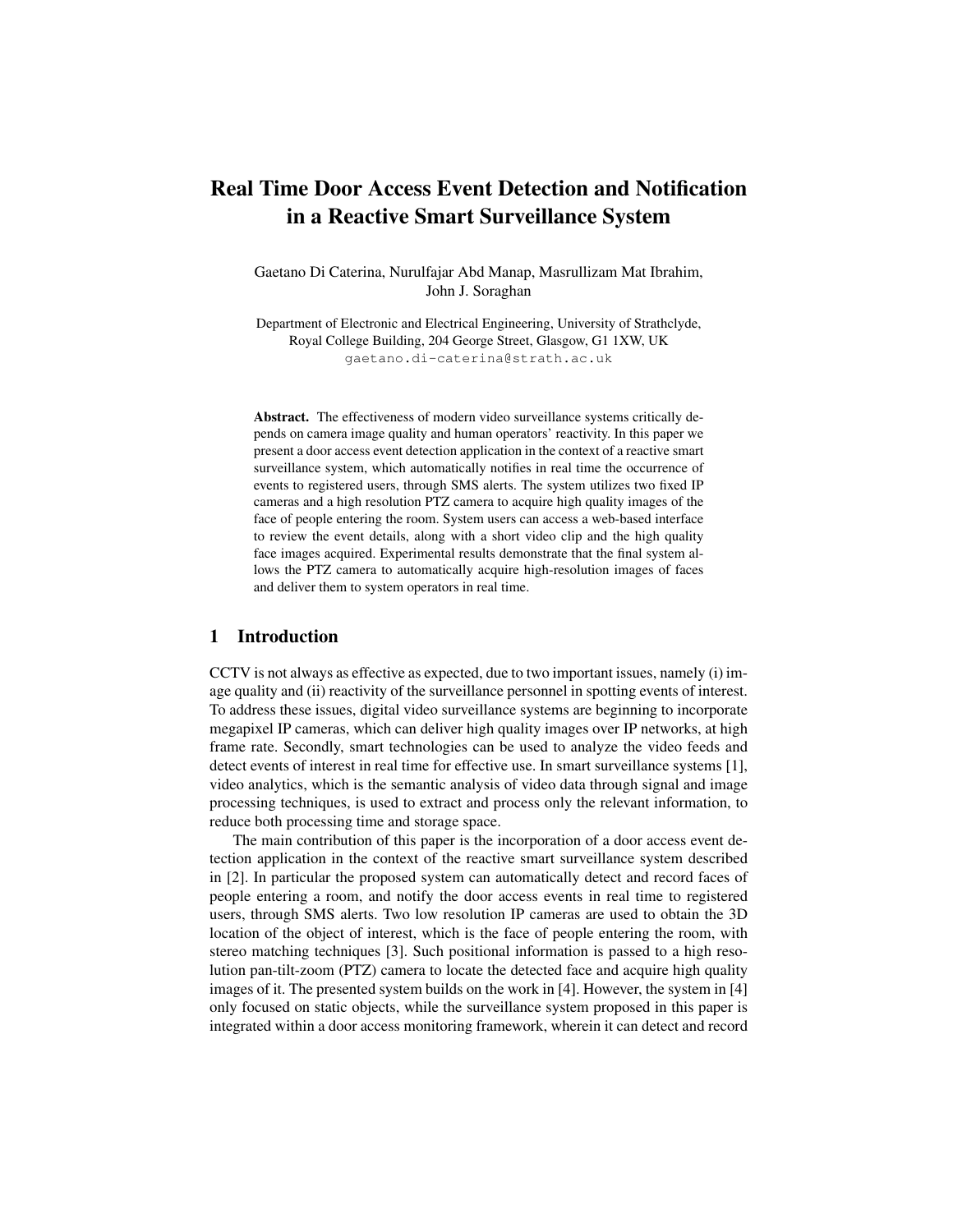# Real Time Door Access Event Detection and Notification in a Reactive Smart Surveillance System

Gaetano Di Caterina, Nurulfajar Abd Manap, Masrullizam Mat Ibrahim, John J. Soraghan

Department of Electronic and Electrical Engineering, University of Strathclyde, Royal College Building, 204 George Street, Glasgow, G1 1XW, UK
gaetano.di-caterina@strath.ac.uk

**Abstract.** The effectiveness of modern video surveillance systems critically depends on camera image quality and human operators' reactivity. In this paper we present a door access event detection application in the context of a reactive smart surveillance system, which automatically notifies in real time the occurrence of events to registered users, through SMS alerts. The system utilizes two fixed IP cameras and a high resolution PTZ camera to acquire high quality images of the face of people entering the room. System users can access a web-based interface to review the event details, along with a short video clip and the high quality face images acquired. Experimental results demonstrate that the final system allows the PTZ camera to automatically acquire high-resolution images of faces and deliver them to system operators in real time.

## 1 Introduction

CCTV is not always as effective as expected, due to two important issues, namely (i) image quality and (ii) reactivity of the surveillance personnel in spotting events of interest. To address these issues, digital video surveillance systems are beginning to incorporate megapixel IP cameras, which can deliver high quality images over IP networks, at high frame rate. Secondly, smart technologies can be used to analyze the video feeds and detect events of interest in real time for effective use. In smart surveillance systems [1], video analytics, which is the semantic analysis of video data through signal and image processing techniques, is used to extract and process only the relevant information, to reduce both processing time and storage space.

The main contribution of this paper is the incorporation of a door access event detection application in the context of the reactive smart surveillance system described in [2]. In particular the proposed system can automatically detect and record faces of people entering a room, and notify the door access events in real time to registered users, through SMS alerts. Two low resolution IP cameras are used to obtain the 3D location of the object of interest, which is the face of people entering the room, with stereo matching techniques [3]. Such positional information is passed to a high resolution pan-tilt-zoom (PTZ) camera to locate the detected face and acquire high quality images of it. The presented system builds on the work in [4]. However, the system in [4] only focused on static objects, while the surveillance system proposed in this paper is integrated within a door access monitoring framework, wherein it can detect and record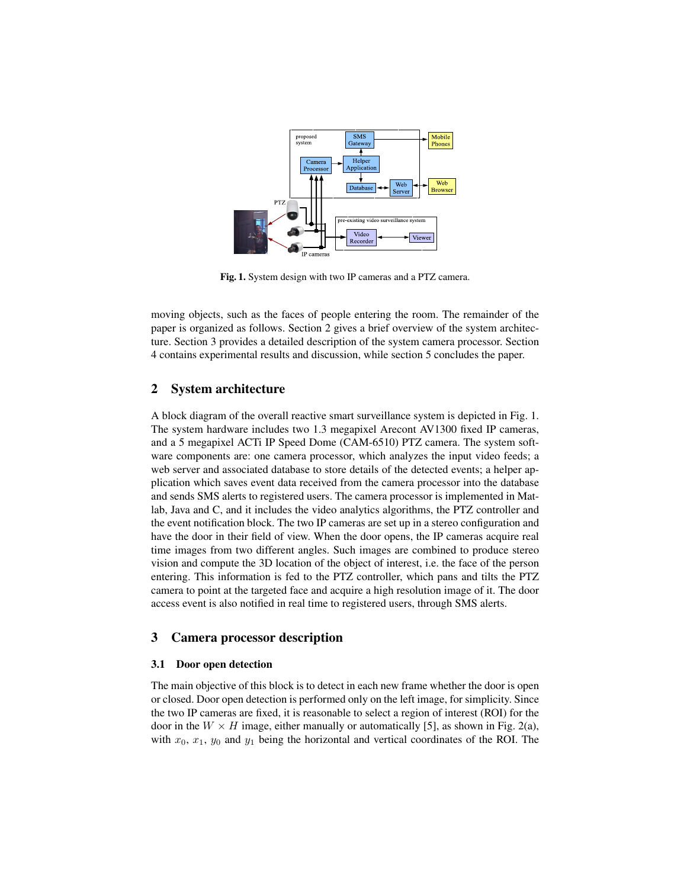Fig. 1. System design with two IP cameras and a PTZ camera.

moving objects, such as the faces of people entering the room. The remainder of the paper is organized as follows. Section 2 gives a brief overview of the system architecture. Section 3 provides a detailed description of the system camera processor. Section 4 contains experimental results and discussion, while section 5 concludes the paper.

## 2 System architecture

A block diagram of the overall reactive smart surveillance system is depicted in Fig. 1. The system hardware includes two 1.3 megapixel Arecont AV1300 fixed IP cameras, and a 5 megapixel ACTi IP Speed Dome (CAM-6510) PTZ camera. The system software components are: one camera processor, which analyzes the input video feeds; a web server and associated database to store details of the detected events; a helper application which saves event data received from the camera processor into the database and sends SMS alerts to registered users. The camera processor is implemented in Matlab, Java and C, and it includes the video analytics algorithms, the PTZ controller and the event notification block. The two IP cameras are set up in a stereo configuration and have the door in their field of view. When the door opens, the IP cameras acquire real time images from two different angles. Such images are combined to produce stereo vision and compute the 3D location of the object of interest, i.e. the face of the person entering. This information is fed to the PTZ controller, which pans and tilts the PTZ camera to point at the targeted face and acquire a high resolution image of it. The door access event is also notified in real time to registered users, through SMS alerts.

## 3 Camera processor description

### 3.1 Door open detection

The main objective of this block is to detect in each new frame whether the door is open or closed. Door open detection is performed only on the left image, for simplicity. Since the two IP cameras are fixed, it is reasonable to select a region of interest (ROI) for the door in the $W \times H$ image, either manually or automatically [5], as shown in Fig. 2(a), with $x_0$, $x_1$, $y_0$ and $y_1$ being the horizontal and vertical coordinates of the ROI. The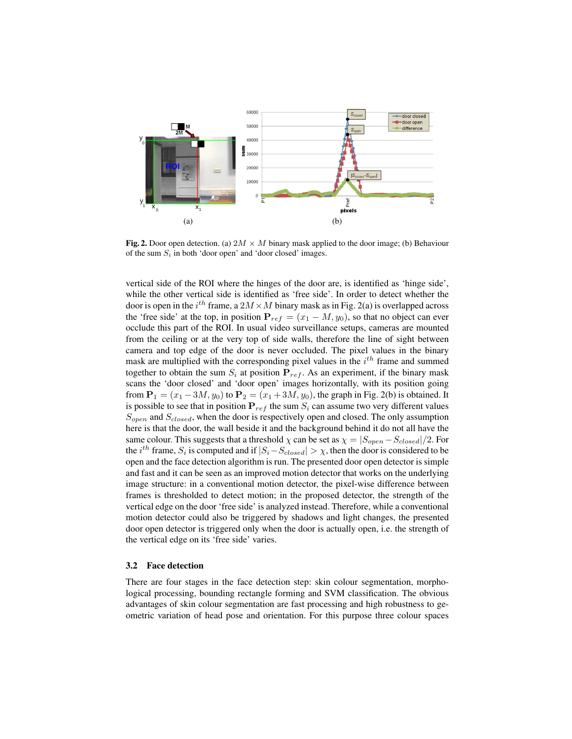Fig. 2. Door open detection. (a) $2M \times M$ binary mask applied to the door image; (b) Behaviour of the sum $S_i$ in both 'door open' and 'door closed' images.

vertical side of the ROI where the hinges of the door are, is identified as 'hinge side', while the other vertical side is identified as 'free side'. In order to detect whether the door is open in the $i^{th}$ frame, a $2M \times M$ binary mask as in Fig. 2(a) is overlapped across the 'free side' at the top, in position $\mathbf{P}_{ref} = (x_1 - M, y_0)$, so that no object can ever occlude this part of the ROI. In usual video surveillance setups, cameras are mounted from the ceiling or at the very top of side walls, therefore the line of sight between camera and top edge of the door is never occluded. The pixel values in the binary mask are multiplied with the corresponding pixel values in the $i^{th}$ frame and summed together to obtain the sum $S_i$ at position $\mathbf{P}_{ref}$. As an experiment, if the binary mask scans the 'door closed' and 'door open' images horizontally, with its position going from $\mathbf{P}_1 = (x_1 - 3M, y_0)$ to $\mathbf{P}_2 = (x_1 + 3M, y_0)$, the graph in Fig. 2(b) is obtained. It is possible to see that in position $\mathbf{P}_{ref}$ the sum $S_i$ can assume two very different values $S_{open}$ and $S_{closed}$, when the door is respectively open and closed. The only assumption here is that the door, the wall beside it and the background behind it do not all have the same colour. This suggests that a threshold $\chi$ can be set as $\chi = |S_{open} - S_{closed}|/2$. For the $i^{th}$ frame, $S_i$ is computed and if $|S_i - S_{closed}| > \chi$, then the door is considered to be open and the face detection algorithm is run. The presented door open detector is simple and fast and it can be seen as an improved motion detector that works on the underlying image structure: in a conventional motion detector, the pixel-wise difference between frames is thresholded to detect motion; in the proposed detector, the strength of the vertical edge on the door 'free side' is analyzed instead. Therefore, while a conventional motion detector could also be triggered by shadows and light changes, the presented door open detector is triggered only when the door is actually open, i.e. the strength of the vertical edge on its 'free side' varies.

### 3.2 Face detection

There are four stages in the face detection step: skin colour segmentation, morphological processing, bounding rectangle forming and SVM classification. The obvious advantages of skin colour segmentation are fast processing and high robustness to geometric variation of head pose and orientation. For this purpose three colour spaces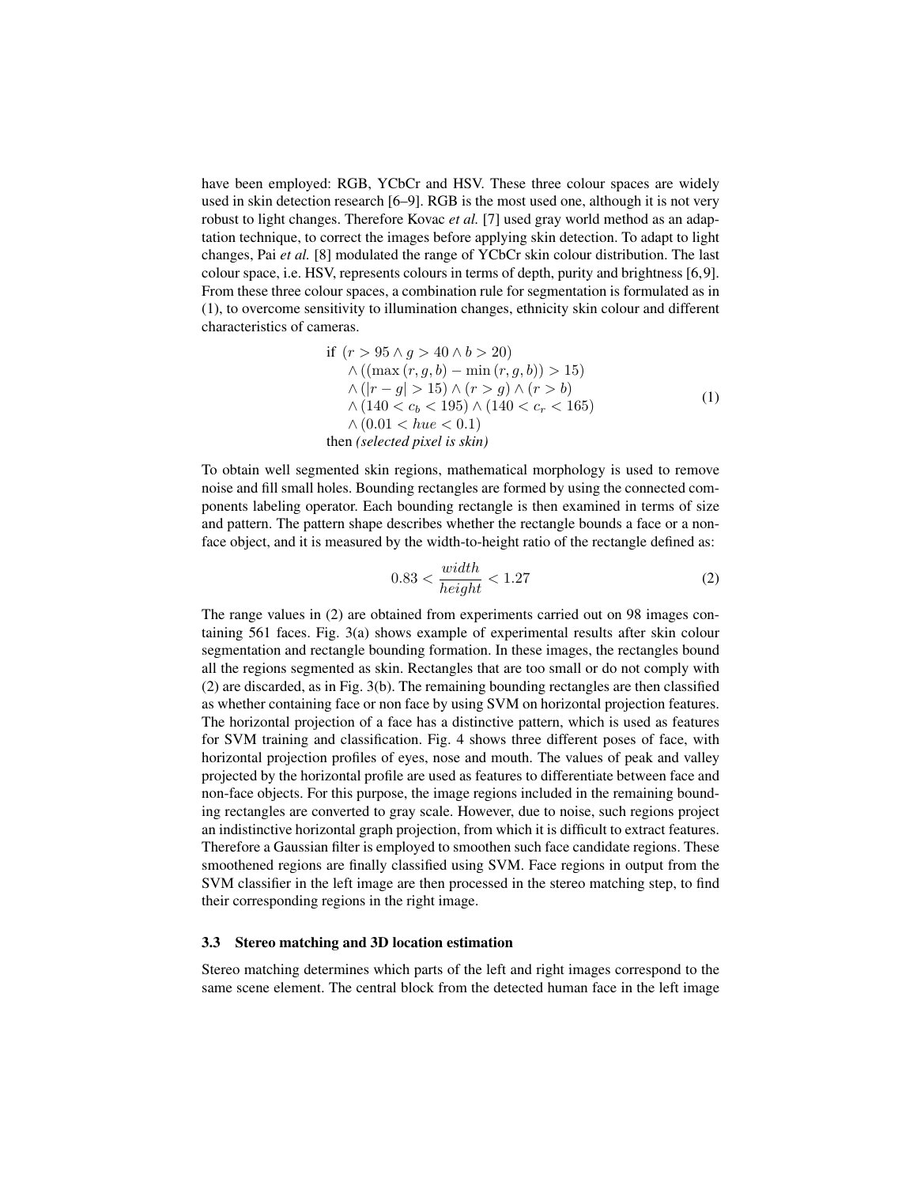have been employed: RGB, YCbCr and HSV. These three colour spaces are widely used in skin detection research [6–9]. RGB is the most used one, although it is not very robust to light changes. Therefore Kovac *et al.* [7] used gray world method as an adaptation technique, to correct the images before applying skin detection. To adapt to light changes, Pai *et al.* [8] modulated the range of YCbCr skin colour distribution. The last colour space, i.e. HSV, represents colours in terms of depth, purity and brightness [6,9]. From these three colour spaces, a combination rule for segmentation is formulated as in (1), to overcome sensitivity to illumination changes, ethnicity skin colour and different characteristics of cameras.

$$
\begin{aligned}
&\text{if } (r > 95 \land g > 40 \land b > 20) \\
&\quad \land ((\max(r, g, b) - \min(r, g, b)) > 15) \\
&\quad \land (|r - g| > 15) \land (r > g) \land (r > b) \\
&\quad \land (140 < c_b < 195) \land (140 < c_r < 165) \\
&\quad \land (0.01 < hue < 0.1) \\
&\text{then } \textit{(selected pixel is skin)}
\end{aligned}
\tag{1}
$$

To obtain well segmented skin regions, mathematical morphology is used to remove noise and fill small holes. Bounding rectangles are formed by using the connected components labeling operator. Each bounding rectangle is then examined in terms of size and pattern. The pattern shape describes whether the rectangle bounds a face or a non-face object, and it is measured by the width-to-height ratio of the rectangle defined as:

$$
0.83 < \frac{width}{height} < 1.27 \tag{2}
$$

The range values in (2) are obtained from experiments carried out on 98 images containing 561 faces. Fig. 3(a) shows example of experimental results after skin colour segmentation and rectangle bounding formation. In these images, the rectangles bound all the regions segmented as skin. Rectangles that are too small or do not comply with (2) are discarded, as in Fig. 3(b). The remaining bounding rectangles are then classified as whether containing face or non face by using SVM on horizontal projection features. The horizontal projection of a face has a distinctive pattern, which is used as features for SVM training and classification. Fig. 4 shows three different poses of face, with horizontal projection profiles of eyes, nose and mouth. The values of peak and valley projected by the horizontal profile are used as features to differentiate between face and non-face objects. For this purpose, the image regions included in the remaining bounding rectangles are converted to gray scale. However, due to noise, such regions project an indistinctive horizontal graph projection, from which it is difficult to extract features. Therefore a Gaussian filter is employed to smoothen such face candidate regions. These smoothened regions are finally classified using SVM. Face regions in output from the SVM classifier in the left image are then processed in the stereo matching step, to find their corresponding regions in the right image.

### 3.3 Stereo matching and 3D location estimation

Stereo matching determines which parts of the left and right images correspond to the same scene element. The central block from the detected human face in the left image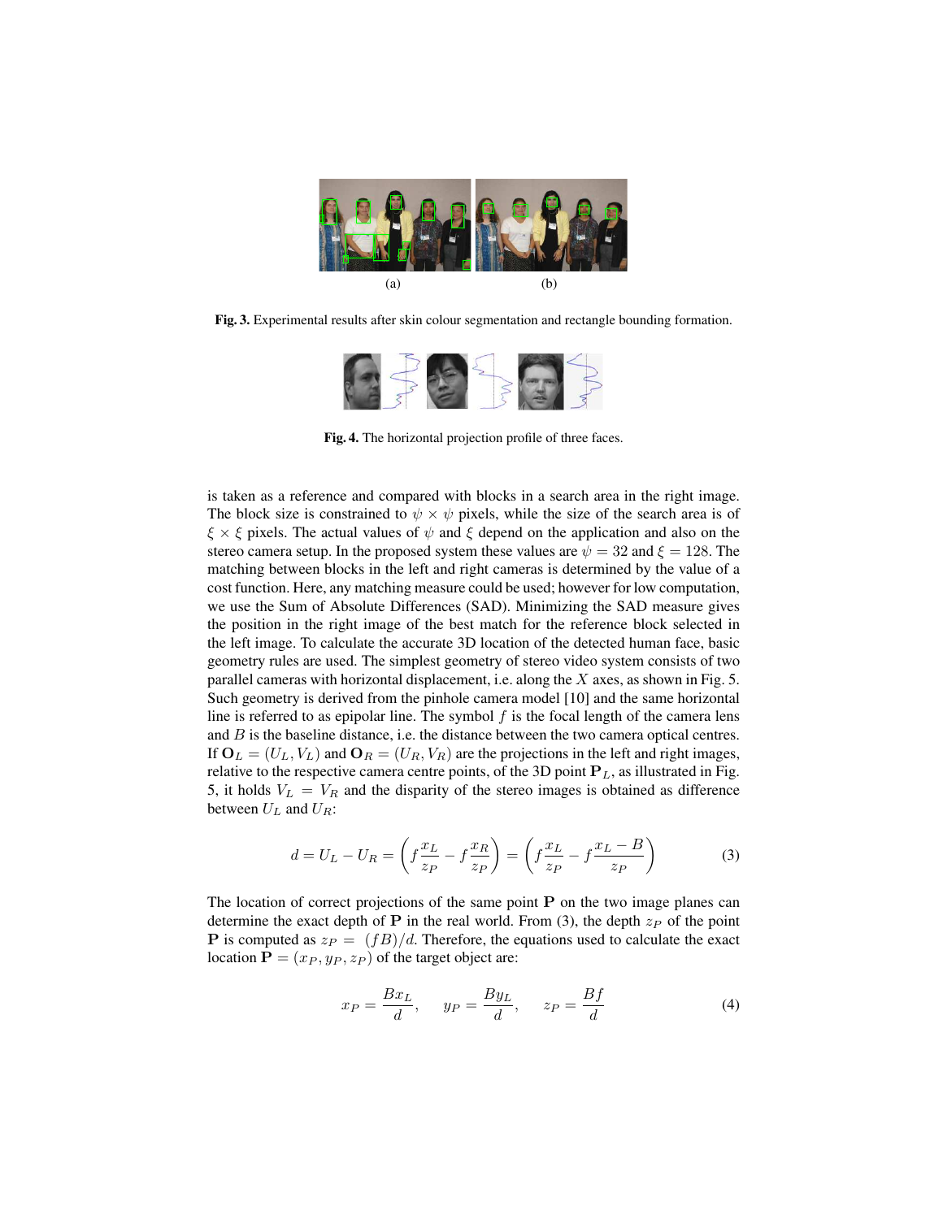(a) (b)

**Fig. 3.** Experimental results after skin colour segmentation and rectangle bounding formation.

**Fig. 4.** The horizontal projection profile of three faces.

is taken as a reference and compared with blocks in a search area in the right image. The block size is constrained to $\psi \times \psi$ pixels, while the size of the search area is of $\xi \times \xi$ pixels. The actual values of $\psi$ and $\xi$ depend on the application and also on the stereo camera setup. In the proposed system these values are $\psi = 32$ and $\xi = 128$. The matching between blocks in the left and right cameras is determined by the value of a cost function. Here, any matching measure could be used; however for low computation, we use the Sum of Absolute Differences (SAD). Minimizing the SAD measure gives the position in the right image of the best match for the reference block selected in the left image. To calculate the accurate 3D location of the detected human face, basic geometry rules are used. The simplest geometry of stereo video system consists of two parallel cameras with horizontal displacement, i.e. along the $X$ axes, as shown in Fig. 5. Such geometry is derived from the pinhole camera model [10] and the same horizontal line is referred to as epipolar line. The symbol $f$ is the focal length of the camera lens and $B$ is the baseline distance, i.e. the distance between the two camera optical centres. If $\mathbf{O}_L = (U_L, V_L)$ and $\mathbf{O}_R = (U_R, V_R)$ are the projections in the left and right images, relative to the respective camera centre points, of the 3D point $\mathbf{P}_L$, as illustrated in Fig. 5, it holds $V_L = V_R$ and the disparity of the stereo images is obtained as difference between $U_L$ and $U_R$:

$$d = U_L - U_R = \left( f\frac{x_L}{z_P} - f\frac{x_R}{z_P} \right) = \left( f\frac{x_L}{z_P} - f\frac{x_L - B}{z_P} \right) \tag{3}$$

The location of correct projections of the same point $\mathbf{P}$ on the two image planes can determine the exact depth of $\mathbf{P}$ in the real world. From (3), the depth $z_P$ of the point $\mathbf{P}$ is computed as $z_P = (fB)/d$. Therefore, the equations used to calculate the exact location $\mathbf{P} = (x_P, y_P, z_P)$ of the target object are:

$$x_P = \frac{Bx_L}{d}, \quad y_P = \frac{By_L}{d}, \quad z_P = \frac{Bf}{d} \tag{4}$$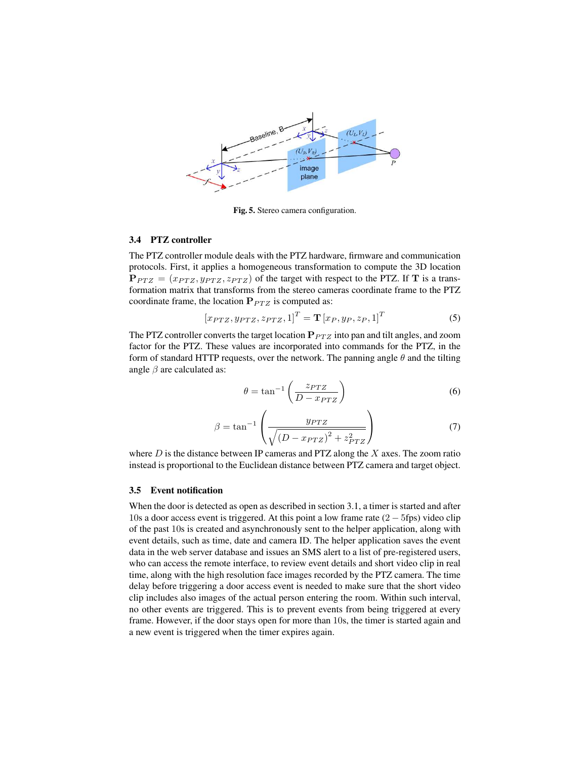Baseline, B

$(U_L, V_L)$

$(U_R, V_R)$

image plane

$P$

$f$

**Fig. 5.** Stereo camera configuration.

### 3.4 PTZ controller

The PTZ controller module deals with the PTZ hardware, firmware and communication protocols. First, it applies a homogeneous transformation to compute the 3D location $\mathbf{P}_{PTZ} = (x_{PTZ}, y_{PTZ}, z_{PTZ})$ of the target with respect to the PTZ. If $\mathbf{T}$ is a transformation matrix that transforms from the stereo cameras coordinate frame to the PTZ coordinate frame, the location $\mathbf{P}_{PTZ}$ is computed as:

$$[x_{PTZ}, y_{PTZ}, z_{PTZ}, 1]^T = \mathbf{T}\,[x_P, y_P, z_P, 1]^T \tag{5}$$

The PTZ controller converts the target location $\mathbf{P}_{PTZ}$ into pan and tilt angles, and zoom factor for the PTZ. These values are incorporated into commands for the PTZ, in the form of standard HTTP requests, over the network. The panning angle $\theta$ and the tilting angle $\beta$ are calculated as:

$$\theta = \tan^{-1}\left(\frac{z_{PTZ}}{D - x_{PTZ}}\right) \tag{6}$$

$$\beta = \tan^{-1}\left(\frac{y_{PTZ}}{\sqrt{(D - x_{PTZ})^2 + z_{PTZ}^2}}\right) \tag{7}$$

where $D$ is the distance between IP cameras and PTZ along the $X$ axes. The zoom ratio instead is proportional to the Euclidean distance between PTZ camera and target object.

### 3.5 Event notification

When the door is detected as open as described in section 3.1, a timer is started and after 10s a door access event is triggered. At this point a low frame rate $(2 - 5\text{fps})$ video clip of the past 10s is created and asynchronously sent to the helper application, along with event details, such as time, date and camera ID. The helper application saves the event data in the web server database and issues an SMS alert to a list of pre-registered users, who can access the remote interface, to review event details and short video clip in real time, along with the high resolution face images recorded by the PTZ camera. The time delay before triggering a door access event is needed to make sure that the short video clip includes also images of the actual person entering the room. Within such interval, no other events are triggered. This is to prevent events from being triggered at every frame. However, if the door stays open for more than 10s, the timer is started again and a new event is triggered when the timer expires again.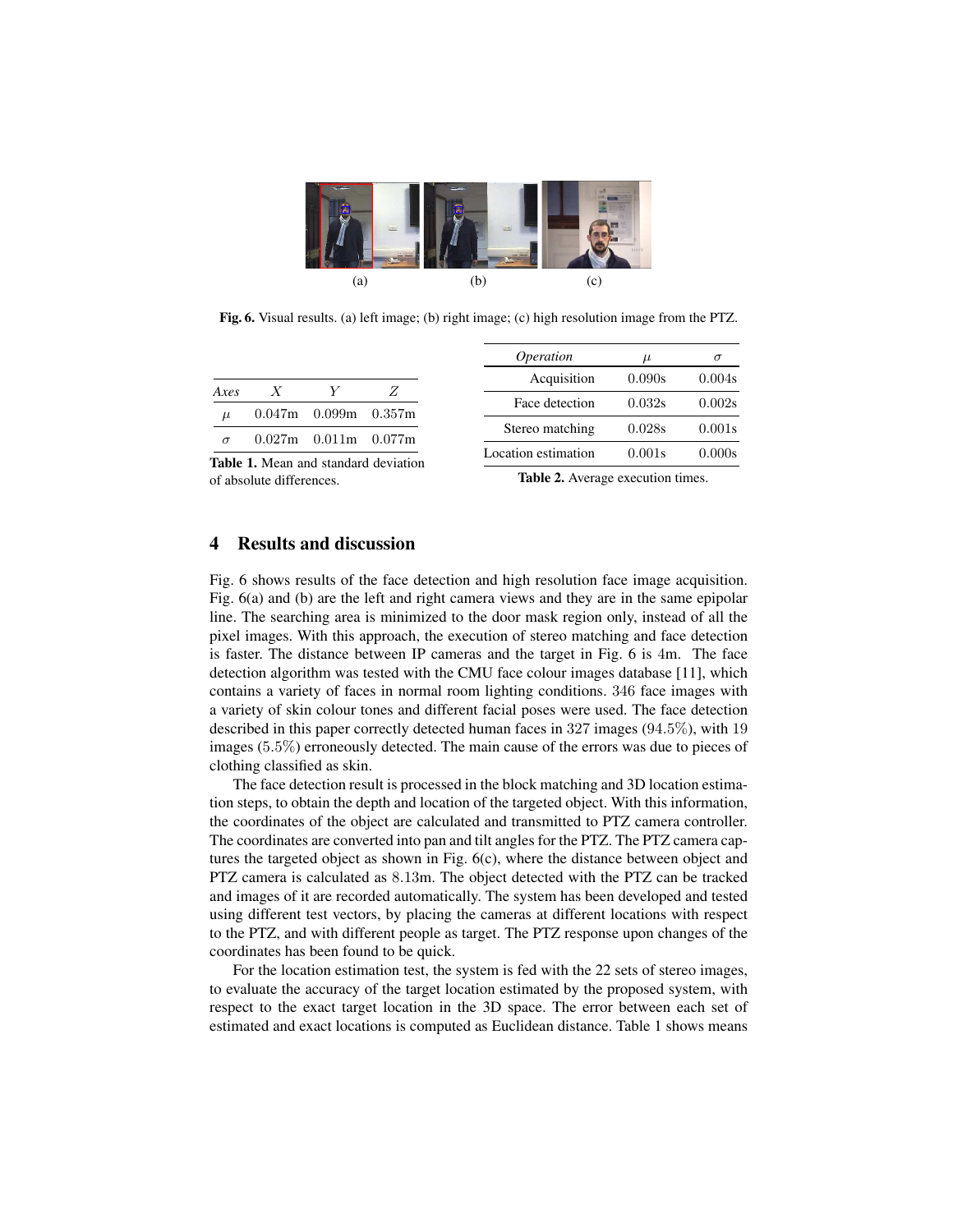(a) (b) (c)

**Fig. 6.** Visual results. (a) left image; (b) right image; (c) high resolution image from the PTZ.

| *Axes* | $X$ | $Y$ | $Z$ |
|---|---|---|---|
| $\mu$ | 0.047m | 0.099m | 0.357m |
| $\sigma$ | 0.027m | 0.011m | 0.077m |

**Table 1.** Mean and standard deviation of absolute differences.

| *Operation* | $\mu$ | $\sigma$ |
|---|---|---|
| Acquisition | 0.090s | 0.004s |
| Face detection | 0.032s | 0.002s |
| Stereo matching | 0.028s | 0.001s |
| Location estimation | 0.001s | 0.000s |

**Table 2.** Average execution times.

## 4 Results and discussion

Fig. 6 shows results of the face detection and high resolution face image acquisition. Fig. 6(a) and (b) are the left and right camera views and they are in the same epipolar line. The searching area is minimized to the door mask region only, instead of all the pixel images. With this approach, the execution of stereo matching and face detection is faster. The distance between IP cameras and the target in Fig. 6 is 4m. The face detection algorithm was tested with the CMU face colour images database [11], which contains a variety of faces in normal room lighting conditions. 346 face images with a variety of skin colour tones and different facial poses were used. The face detection described in this paper correctly detected human faces in 327 images (94.5%), with 19 images (5.5%) erroneously detected. The main cause of the errors was due to pieces of clothing classified as skin.

The face detection result is processed in the block matching and 3D location estimation steps, to obtain the depth and location of the targeted object. With this information, the coordinates of the object are calculated and transmitted to PTZ camera controller. The coordinates are converted into pan and tilt angles for the PTZ. The PTZ camera captures the targeted object as shown in Fig. 6(c), where the distance between object and PTZ camera is calculated as 8.13m. The object detected with the PTZ can be tracked and images of it are recorded automatically. The system has been developed and tested using different test vectors, by placing the cameras at different locations with respect to the PTZ, and with different people as target. The PTZ response upon changes of the coordinates has been found to be quick.

For the location estimation test, the system is fed with the 22 sets of stereo images, to evaluate the accuracy of the target location estimated by the proposed system, with respect to the exact target location in the 3D space. The error between each set of estimated and exact locations is computed as Euclidean distance. Table 1 shows means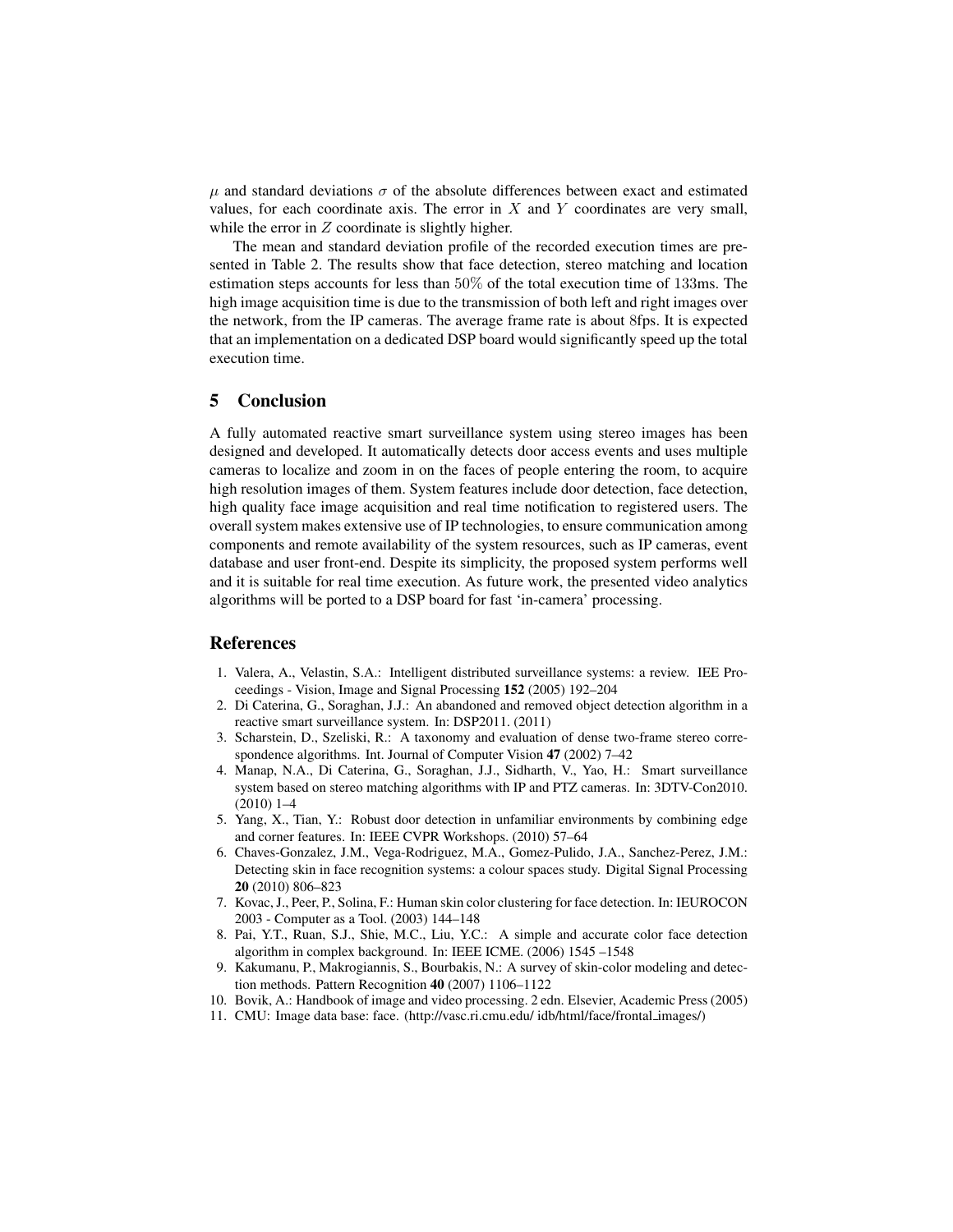$\mu$ and standard deviations $\sigma$ of the absolute differences between exact and estimated values, for each coordinate axis. The error in $X$ and $Y$ coordinates are very small, while the error in $Z$ coordinate is slightly higher.

The mean and standard deviation profile of the recorded execution times are presented in Table 2. The results show that face detection, stereo matching and location estimation steps accounts for less than $50\%$ of the total execution time of $133$ms. The high image acquisition time is due to the transmission of both left and right images over the network, from the IP cameras. The average frame rate is about $8$fps. It is expected that an implementation on a dedicated DSP board would significantly speed up the total execution time.

## 5 Conclusion

A fully automated reactive smart surveillance system using stereo images has been designed and developed. It automatically detects door access events and uses multiple cameras to localize and zoom in on the faces of people entering the room, to acquire high resolution images of them. System features include door detection, face detection, high quality face image acquisition and real time notification to registered users. The overall system makes extensive use of IP technologies, to ensure communication among components and remote availability of the system resources, such as IP cameras, event database and user front-end. Despite its simplicity, the proposed system performs well and it is suitable for real time execution. As future work, the presented video analytics algorithms will be ported to a DSP board for fast 'in-camera' processing.

## References

1. Valera, A., Velastin, S.A.: Intelligent distributed surveillance systems: a review. IEE Proceedings - Vision, Image and Signal Processing **152** (2005) 192–204
2. Di Caterina, G., Soraghan, J.J.: An abandoned and removed object detection algorithm in a reactive smart surveillance system. In: DSP2011. (2011)
3. Scharstein, D., Szeliski, R.: A taxonomy and evaluation of dense two-frame stereo correspondence algorithms. Int. Journal of Computer Vision **47** (2002) 7–42
4. Manap, N.A., Di Caterina, G., Soraghan, J.J., Sidharth, V., Yao, H.: Smart surveillance system based on stereo matching algorithms with IP and PTZ cameras. In: 3DTV-Con2010. (2010) 1–4
5. Yang, X., Tian, Y.: Robust door detection in unfamiliar environments by combining edge and corner features. In: IEEE CVPR Workshops. (2010) 57–64
6. Chaves-Gonzalez, J.M., Vega-Rodriguez, M.A., Gomez-Pulido, J.A., Sanchez-Perez, J.M.: Detecting skin in face recognition systems: a colour spaces study. Digital Signal Processing **20** (2010) 806–823
7. Kovac, J., Peer, P., Solina, F.: Human skin color clustering for face detection. In: IEUROCON 2003 - Computer as a Tool. (2003) 144–148
8. Pai, Y.T., Ruan, S.J., Shie, M.C., Liu, Y.C.: A simple and accurate color face detection algorithm in complex background. In: IEEE ICME. (2006) 1545 –1548
9. Kakumanu, P., Makrogiannis, S., Bourbakis, N.: A survey of skin-color modeling and detection methods. Pattern Recognition **40** (2007) 1106–1122
10. Bovik, A.: Handbook of image and video processing. 2 edn. Elsevier, Academic Press (2005)
11. CMU: Image data base: face. (http://vasc.ri.cmu.edu/ idb/html/face/frontal_images/)